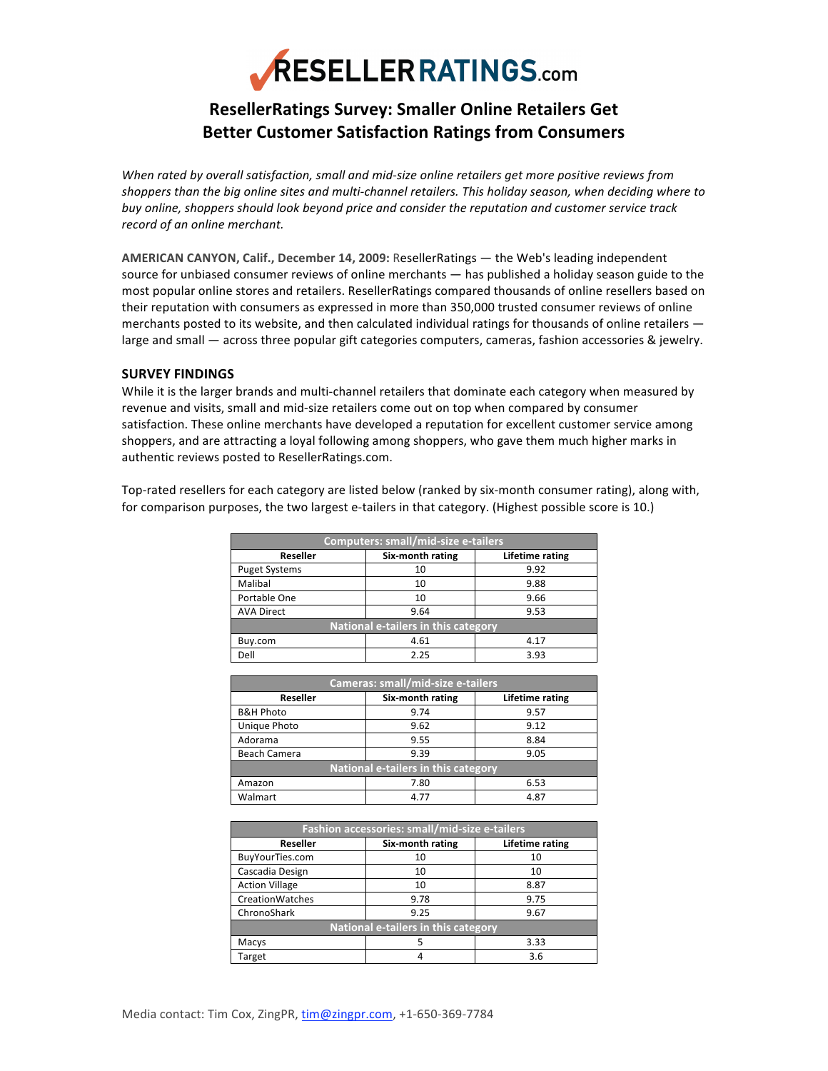# RESELLERRATINGS.com

## ResellerRatings Survey: Smaller Online Retailers Get Better Customer Satisfaction Ratings from Consumers

*When rated by overall satisfaction, small and mid-size online retailers get more positive reviews from shoppers than the big online sites and multi-channel retailers. This holiday season, when deciding where to buy online, shoppers should look beyond price and consider the reputation and customer service track record of an online merchant.*

**AMERICAN CANYON, Calif., December 14, 2009:** ResellerRatings — the Web's leading independent source for unbiased consumer reviews of online merchants — has published a holiday season guide to the most popular online stores and retailers. ResellerRatings compared thousands of online resellers based on their reputation with consumers as expressed in more than 350,000 trusted consumer reviews of online merchants posted to its website, and then calculated individual ratings for thousands of online retailers — large and small — across three popular gift categories computers, cameras, fashion accessories & jewelry.

### SURVEY FINDINGS

While it is the larger brands and multi-channel retailers that dominate each category when measured by revenue and visits, small and mid-size retailers come out on top when compared by consumer satisfaction. These online merchants have developed a reputation for excellent customer service among shoppers, and are attracting a loyal following among shoppers, who gave them much higher marks in authentic reviews posted to ResellerRatings.com.

Top-rated resellers for each category are listed below (ranked by six-month consumer rating), along with, for comparison purposes, the two largest e-tailers in that category. (Highest possible score is 10.)

| Computers: small/mid-size e-tailers | | |
|---|---|---|
| **Reseller** | **Six-month rating** | **Lifetime rating** |
| Puget Systems | 10 | 9.92 |
| Malibal | 10 | 9.88 |
| Portable One | 10 | 9.66 |
| AVA Direct | 9.64 | 9.53 |
| **National e-tailers in this category** | | |
| Buy.com | 4.61 | 4.17 |
| Dell | 2.25 | 3.93 |

| Cameras: small/mid-size e-tailers | | |
|---|---|---|
| **Reseller** | **Six-month rating** | **Lifetime rating** |
| B&H Photo | 9.74 | 9.57 |
| Unique Photo | 9.62 | 9.12 |
| Adorama | 9.55 | 8.84 |
| Beach Camera | 9.39 | 9.05 |
| **National e-tailers in this category** | | |
| Amazon | 7.80 | 6.53 |
| Walmart | 4.77 | 4.87 |

| Fashion accessories: small/mid-size e-tailers | | |
|---|---|---|
| **Reseller** | **Six-month rating** | **Lifetime rating** |
| BuyYourTies.com | 10 | 10 |
| Cascadia Design | 10 | 10 |
| Action Village | 10 | 8.87 |
| CreationWatches | 9.78 | 9.75 |
| ChronoShark | 9.25 | 9.67 |
| **National e-tailers in this category** | | |
| Macys | 5 | 3.33 |
| Target | 4 | 3.6 |

Media contact: Tim Cox, ZingPR, tim@zingpr.com, +1-650-369-7784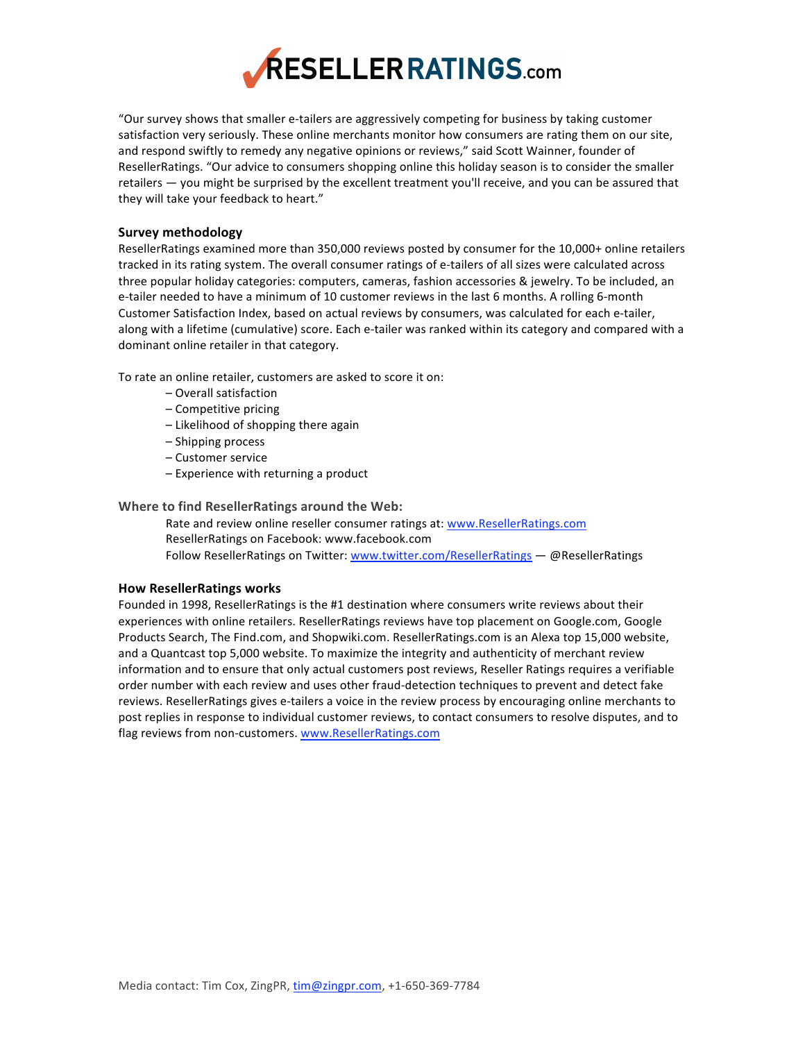# RESELLERRATINGS.com

"Our survey shows that smaller e-tailers are aggressively competing for business by taking customer satisfaction very seriously. These online merchants monitor how consumers are rating them on our site, and respond swiftly to remedy any negative opinions or reviews," said Scott Wainner, founder of ResellerRatings. "Our advice to consumers shopping online this holiday season is to consider the smaller retailers — you might be surprised by the excellent treatment you'll receive, and you can be assured that they will take your feedback to heart."

**Survey methodology**

ResellerRatings examined more than 350,000 reviews posted by consumer for the 10,000+ online retailers tracked in its rating system. The overall consumer ratings of e-tailers of all sizes were calculated across three popular holiday categories: computers, cameras, fashion accessories & jewelry. To be included, an e-tailer needed to have a minimum of 10 customer reviews in the last 6 months. A rolling 6-month Customer Satisfaction Index, based on actual reviews by consumers, was calculated for each e-tailer, along with a lifetime (cumulative) score. Each e-tailer was ranked within its category and compared with a dominant online retailer in that category.

To rate an online retailer, customers are asked to score it on:

- Overall satisfaction
- Competitive pricing
- Likelihood of shopping there again
- Shipping process
- Customer service
- Experience with returning a product

**Where to find ResellerRatings around the Web:**

Rate and review online reseller consumer ratings at: www.ResellerRatings.com
ResellerRatings on Facebook: www.facebook.com
Follow ResellerRatings on Twitter: www.twitter.com/ResellerRatings — @ResellerRatings

**How ResellerRatings works**

Founded in 1998, ResellerRatings is the #1 destination where consumers write reviews about their experiences with online retailers. ResellerRatings reviews have top placement on Google.com, Google Products Search, The Find.com, and Shopwiki.com. ResellerRatings.com is an Alexa top 15,000 website, and a Quantcast top 5,000 website. To maximize the integrity and authenticity of merchant review information and to ensure that only actual customers post reviews, Reseller Ratings requires a verifiable order number with each review and uses other fraud-detection techniques to prevent and detect fake reviews. ResellerRatings gives e-tailers a voice in the review process by encouraging online merchants to post replies in response to individual customer reviews, to contact consumers to resolve disputes, and to flag reviews from non-customers. www.ResellerRatings.com

Media contact: Tim Cox, ZingPR, tim@zingpr.com, +1-650-369-7784